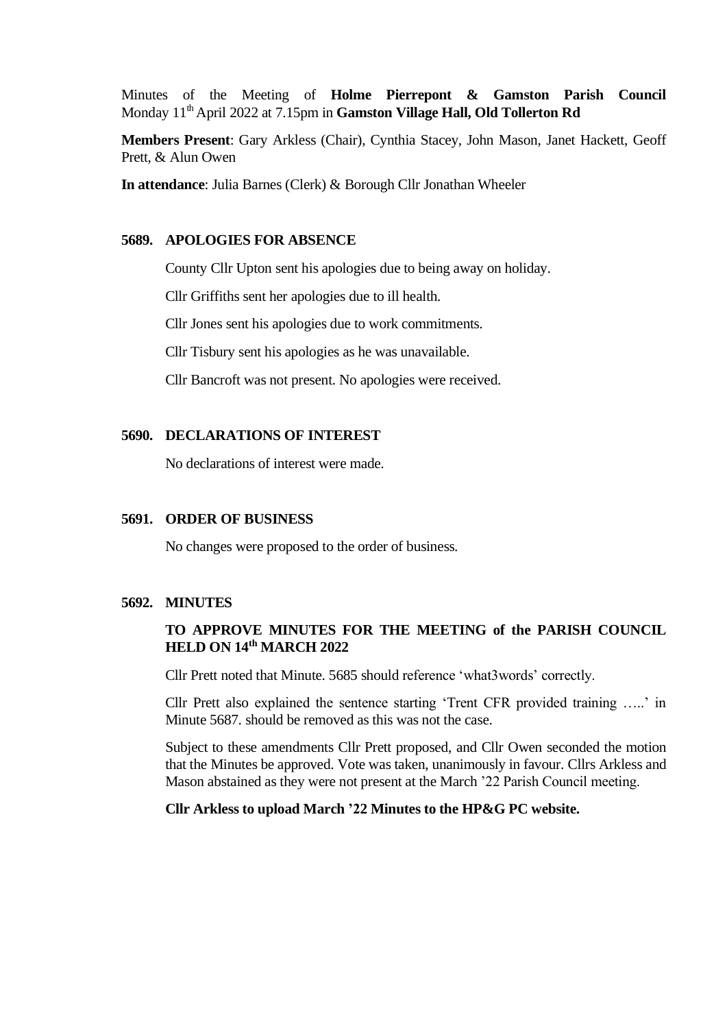Minutes of the Meeting of **Holme Pierrepont & Gamston Parish Council** Monday 11th April 2022 at 7.15pm in **Gamston Village Hall, Old Tollerton Rd**

**Members Present**: Gary Arkless (Chair), Cynthia Stacey, John Mason, Janet Hackett, Geoff Prett, & Alun Owen

**In attendance**: Julia Barnes (Clerk) & Borough Cllr Jonathan Wheeler

## 5689. APOLOGIES FOR ABSENCE

County Cllr Upton sent his apologies due to being away on holiday.

Cllr Griffiths sent her apologies due to ill health.

Cllr Jones sent his apologies due to work commitments.

Cllr Tisbury sent his apologies as he was unavailable.

Cllr Bancroft was not present. No apologies were received.

## 5690. DECLARATIONS OF INTEREST

No declarations of interest were made.

## 5691. ORDER OF BUSINESS

No changes were proposed to the order of business.

## 5692. MINUTES

**TO APPROVE MINUTES FOR THE MEETING of the PARISH COUNCIL HELD ON 14th MARCH 2022**

Cllr Prett noted that Minute. 5685 should reference 'what3words' correctly.

Cllr Prett also explained the sentence starting 'Trent CFR provided training …..' in Minute 5687. should be removed as this was not the case.

Subject to these amendments Cllr Prett proposed, and Cllr Owen seconded the motion that the Minutes be approved. Vote was taken, unanimously in favour. Cllrs Arkless and Mason abstained as they were not present at the March '22 Parish Council meeting.

**Cllr Arkless to upload March '22 Minutes to the HP&G PC website.**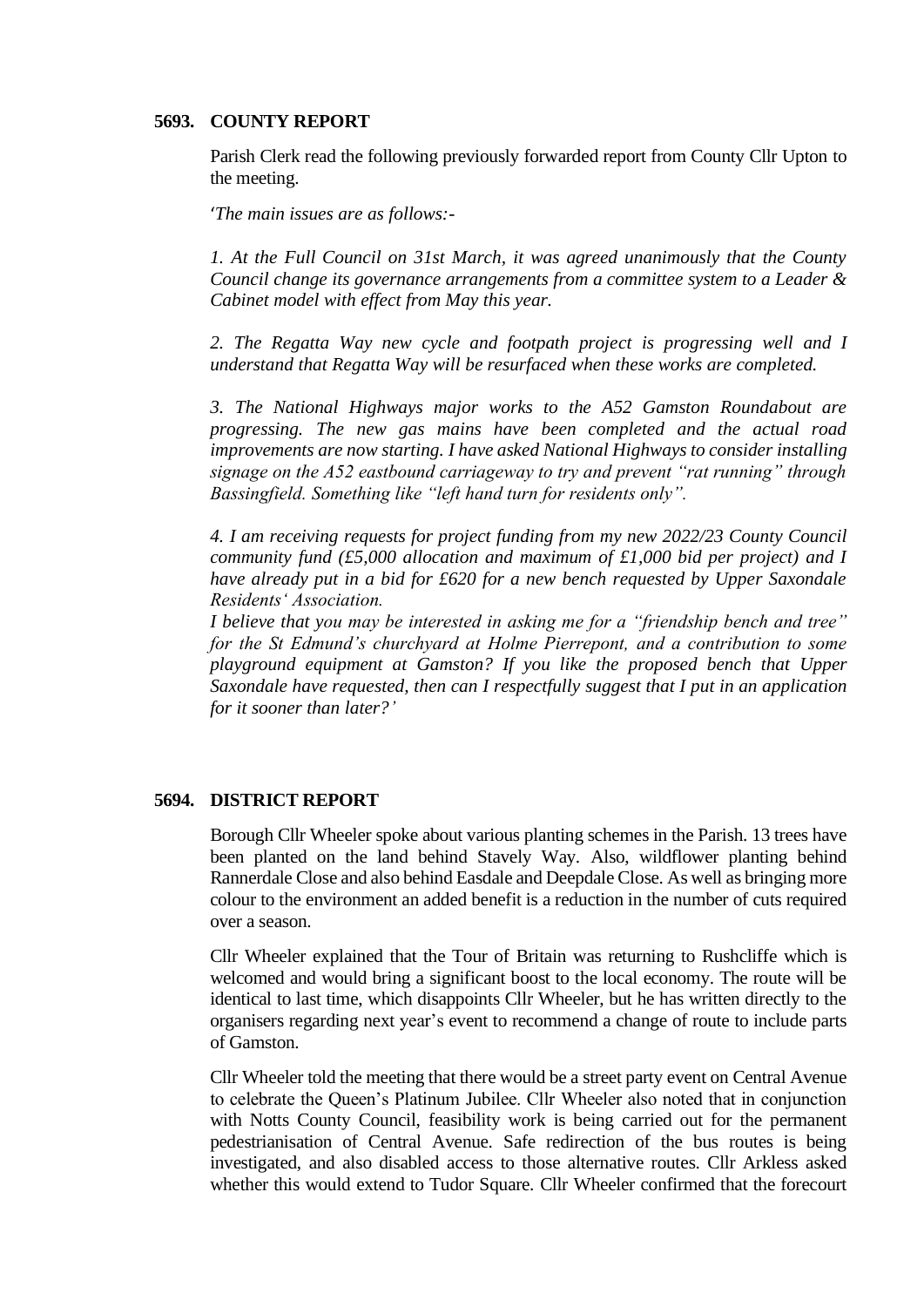### 5693. COUNTY REPORT

Parish Clerk read the following previously forwarded report from County Cllr Upton to the meeting.

'*The main issues are as follows:-*

*1. At the Full Council on 31st March, it was agreed unanimously that the County Council change its governance arrangements from a committee system to a Leader & Cabinet model with effect from May this year.*

*2. The Regatta Way new cycle and footpath project is progressing well and I understand that Regatta Way will be resurfaced when these works are completed.*

*3. The National Highways major works to the A52 Gamston Roundabout are progressing. The new gas mains have been completed and the actual road improvements are now starting. I have asked National Highways to consider installing signage on the A52 eastbound carriageway to try and prevent "rat running" through Bassingfield. Something like "left hand turn for residents only".*

*4. I am receiving requests for project funding from my new 2022/23 County Council community fund (£5,000 allocation and maximum of £1,000 bid per project) and I have already put in a bid for £620 for a new bench requested by Upper Saxondale Residents' Association.*

*I believe that you may be interested in asking me for a "friendship bench and tree" for the St Edmund's churchyard at Holme Pierrepont, and a contribution to some playground equipment at Gamston? If you like the proposed bench that Upper Saxondale have requested, then can I respectfully suggest that I put in an application for it sooner than later?'*

### 5694. DISTRICT REPORT

Borough Cllr Wheeler spoke about various planting schemes in the Parish. 13 trees have been planted on the land behind Stavely Way. Also, wildflower planting behind Rannerdale Close and also behind Easdale and Deepdale Close. As well as bringing more colour to the environment an added benefit is a reduction in the number of cuts required over a season.

Cllr Wheeler explained that the Tour of Britain was returning to Rushcliffe which is welcomed and would bring a significant boost to the local economy. The route will be identical to last time, which disappoints Cllr Wheeler, but he has written directly to the organisers regarding next year's event to recommend a change of route to include parts of Gamston.

Cllr Wheeler told the meeting that there would be a street party event on Central Avenue to celebrate the Queen's Platinum Jubilee. Cllr Wheeler also noted that in conjunction with Notts County Council, feasibility work is being carried out for the permanent pedestrianisation of Central Avenue. Safe redirection of the bus routes is being investigated, and also disabled access to those alternative routes. Cllr Arkless asked whether this would extend to Tudor Square. Cllr Wheeler confirmed that the forecourt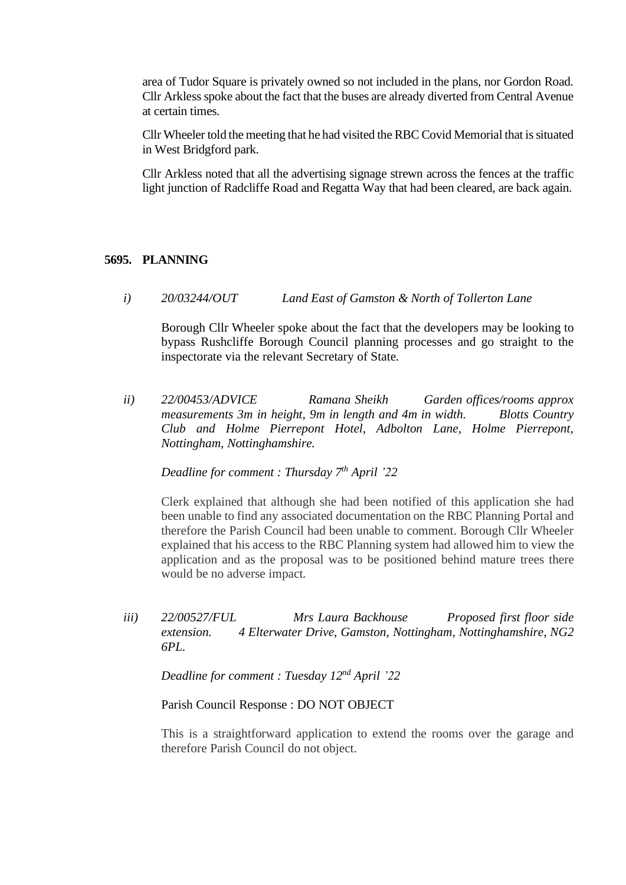area of Tudor Square is privately owned so not included in the plans, nor Gordon Road. Cllr Arkless spoke about the fact that the buses are already diverted from Central Avenue at certain times.

Cllr Wheeler told the meeting that he had visited the RBC Covid Memorial that is situated in West Bridgford park.

Cllr Arkless noted that all the advertising signage strewn across the fences at the traffic light junction of Radcliffe Road and Regatta Way that had been cleared, are back again.

## 5695. PLANNING

*i)* *20/03244/OUT* *Land East of Gamston & North of Tollerton Lane*

Borough Cllr Wheeler spoke about the fact that the developers may be looking to bypass Rushcliffe Borough Council planning processes and go straight to the inspectorate via the relevant Secretary of State.

*ii)* *22/00453/ADVICE* *Ramana Sheikh* *Garden offices/rooms approx measurements 3m in height, 9m in length and 4m in width.* *Blotts Country Club and Holme Pierrepont Hotel, Adbolton Lane, Holme Pierrepont, Nottingham, Nottinghamshire.*

*Deadline for comment : Thursday 7th April '22*

Clerk explained that although she had been notified of this application she had been unable to find any associated documentation on the RBC Planning Portal and therefore the Parish Council had been unable to comment. Borough Cllr Wheeler explained that his access to the RBC Planning system had allowed him to view the application and as the proposal was to be positioned behind mature trees there would be no adverse impact.

*iii)* *22/00527/FUL* *Mrs Laura Backhouse* *Proposed first floor side extension.* *4 Elterwater Drive, Gamston, Nottingham, Nottinghamshire, NG2 6PL.*

*Deadline for comment : Tuesday 12nd April '22*

Parish Council Response : DO NOT OBJECT

This is a straightforward application to extend the rooms over the garage and therefore Parish Council do not object.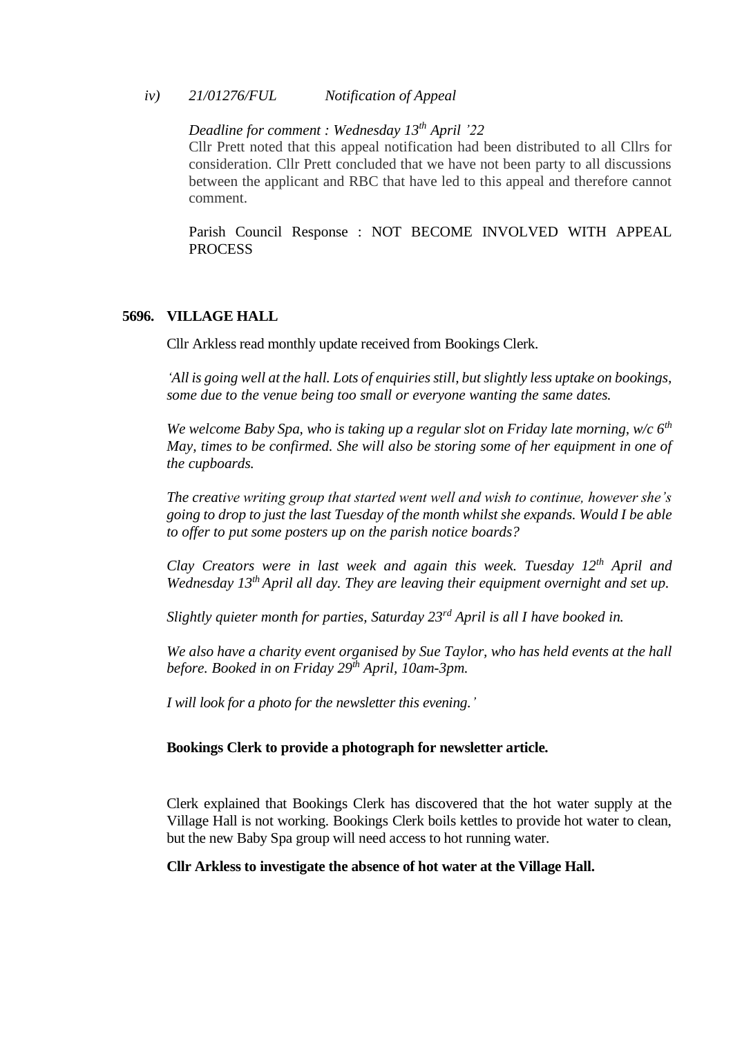*iv) 21/01276/FUL Notification of Appeal*

*Deadline for comment : Wednesday 13th April '22*

Cllr Prett noted that this appeal notification had been distributed to all Cllrs for consideration. Cllr Prett concluded that we have not been party to all discussions between the applicant and RBC that have led to this appeal and therefore cannot comment.

Parish Council Response : NOT BECOME INVOLVED WITH APPEAL PROCESS

**5696. VILLAGE HALL**

Cllr Arkless read monthly update received from Bookings Clerk.

*'All is going well at the hall. Lots of enquiries still, but slightly less uptake on bookings, some due to the venue being too small or everyone wanting the same dates.*

*We welcome Baby Spa, who is taking up a regular slot on Friday late morning, w/c 6th May, times to be confirmed. She will also be storing some of her equipment in one of the cupboards.*

*The creative writing group that started went well and wish to continue, however she's going to drop to just the last Tuesday of the month whilst she expands. Would I be able to offer to put some posters up on the parish notice boards?*

*Clay Creators were in last week and again this week. Tuesday 12th April and Wednesday 13th April all day. They are leaving their equipment overnight and set up.*

*Slightly quieter month for parties, Saturday 23rd April is all I have booked in.*

*We also have a charity event organised by Sue Taylor, who has held events at the hall before. Booked in on Friday 29th April, 10am-3pm.*

*I will look for a photo for the newsletter this evening.'*

**Bookings Clerk to provide a photograph for newsletter article.**

Clerk explained that Bookings Clerk has discovered that the hot water supply at the Village Hall is not working. Bookings Clerk boils kettles to provide hot water to clean, but the new Baby Spa group will need access to hot running water.

**Cllr Arkless to investigate the absence of hot water at the Village Hall.**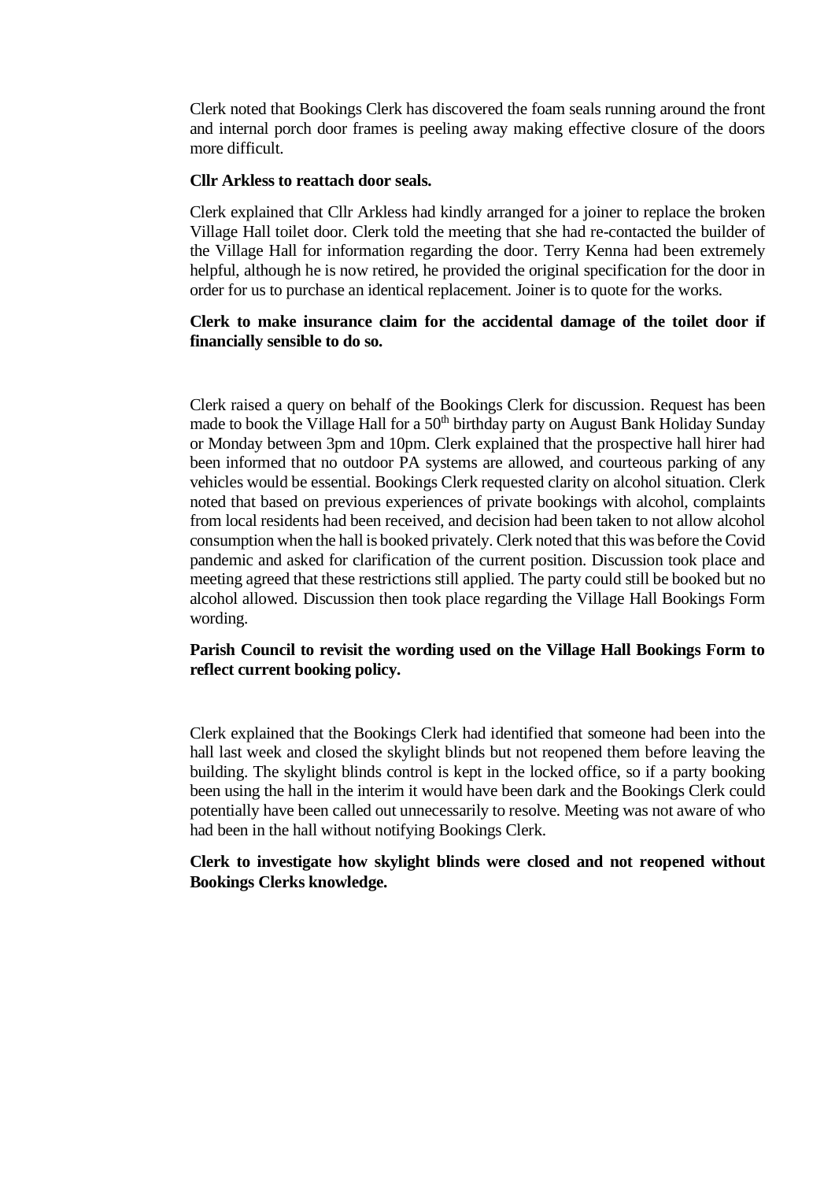Clerk noted that Bookings Clerk has discovered the foam seals running around the front and internal porch door frames is peeling away making effective closure of the doors more difficult.

**Cllr Arkless to reattach door seals.**

Clerk explained that Cllr Arkless had kindly arranged for a joiner to replace the broken Village Hall toilet door. Clerk told the meeting that she had re-contacted the builder of the Village Hall for information regarding the door. Terry Kenna had been extremely helpful, although he is now retired, he provided the original specification for the door in order for us to purchase an identical replacement. Joiner is to quote for the works.

**Clerk to make insurance claim for the accidental damage of the toilet door if financially sensible to do so.**

Clerk raised a query on behalf of the Bookings Clerk for discussion. Request has been made to book the Village Hall for a 50th birthday party on August Bank Holiday Sunday or Monday between 3pm and 10pm. Clerk explained that the prospective hall hirer had been informed that no outdoor PA systems are allowed, and courteous parking of any vehicles would be essential. Bookings Clerk requested clarity on alcohol situation. Clerk noted that based on previous experiences of private bookings with alcohol, complaints from local residents had been received, and decision had been taken to not allow alcohol consumption when the hall is booked privately. Clerk noted that this was before the Covid pandemic and asked for clarification of the current position. Discussion took place and meeting agreed that these restrictions still applied. The party could still be booked but no alcohol allowed. Discussion then took place regarding the Village Hall Bookings Form wording.

**Parish Council to revisit the wording used on the Village Hall Bookings Form to reflect current booking policy.**

Clerk explained that the Bookings Clerk had identified that someone had been into the hall last week and closed the skylight blinds but not reopened them before leaving the building. The skylight blinds control is kept in the locked office, so if a party booking been using the hall in the interim it would have been dark and the Bookings Clerk could potentially have been called out unnecessarily to resolve. Meeting was not aware of who had been in the hall without notifying Bookings Clerk.

**Clerk to investigate how skylight blinds were closed and not reopened without Bookings Clerks knowledge.**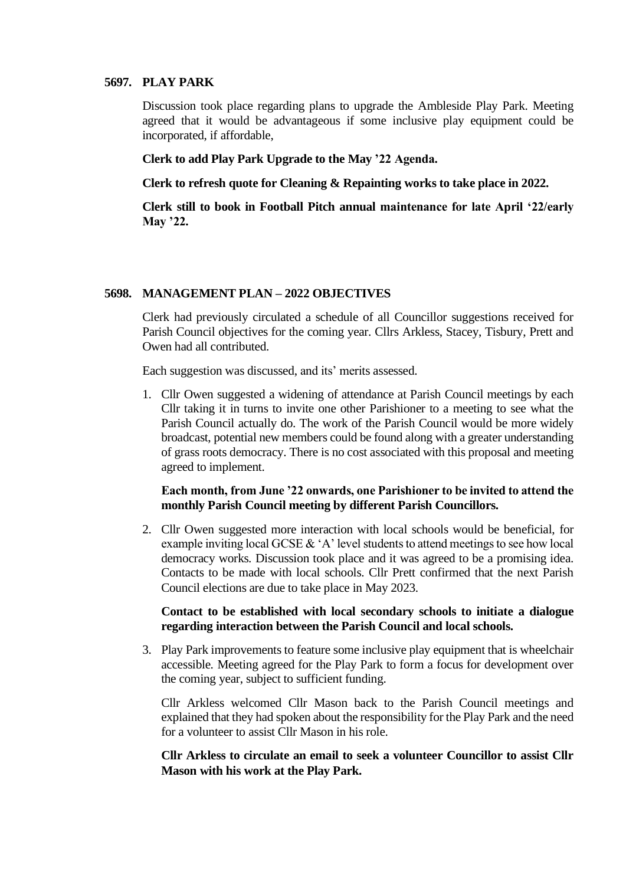## 5697. PLAY PARK

Discussion took place regarding plans to upgrade the Ambleside Play Park. Meeting agreed that it would be advantageous if some inclusive play equipment could be incorporated, if affordable,

**Clerk to add Play Park Upgrade to the May '22 Agenda.**

**Clerk to refresh quote for Cleaning & Repainting works to take place in 2022.**

**Clerk still to book in Football Pitch annual maintenance for late April '22/early May '22.**

## 5698. MANAGEMENT PLAN – 2022 OBJECTIVES

Clerk had previously circulated a schedule of all Councillor suggestions received for Parish Council objectives for the coming year. Cllrs Arkless, Stacey, Tisbury, Prett and Owen had all contributed.

Each suggestion was discussed, and its' merits assessed.

1. Cllr Owen suggested a widening of attendance at Parish Council meetings by each Cllr taking it in turns to invite one other Parishioner to a meeting to see what the Parish Council actually do. The work of the Parish Council would be more widely broadcast, potential new members could be found along with a greater understanding of grass roots democracy. There is no cost associated with this proposal and meeting agreed to implement.

   **Each month, from June '22 onwards, one Parishioner to be invited to attend the monthly Parish Council meeting by different Parish Councillors.**

2. Cllr Owen suggested more interaction with local schools would be beneficial, for example inviting local GCSE & 'A' level students to attend meetings to see how local democracy works. Discussion took place and it was agreed to be a promising idea. Contacts to be made with local schools. Cllr Prett confirmed that the next Parish Council elections are due to take place in May 2023.

   **Contact to be established with local secondary schools to initiate a dialogue regarding interaction between the Parish Council and local schools.**

3. Play Park improvements to feature some inclusive play equipment that is wheelchair accessible. Meeting agreed for the Play Park to form a focus for development over the coming year, subject to sufficient funding.

   Cllr Arkless welcomed Cllr Mason back to the Parish Council meetings and explained that they had spoken about the responsibility for the Play Park and the need for a volunteer to assist Cllr Mason in his role.

   **Cllr Arkless to circulate an email to seek a volunteer Councillor to assist Cllr Mason with his work at the Play Park.**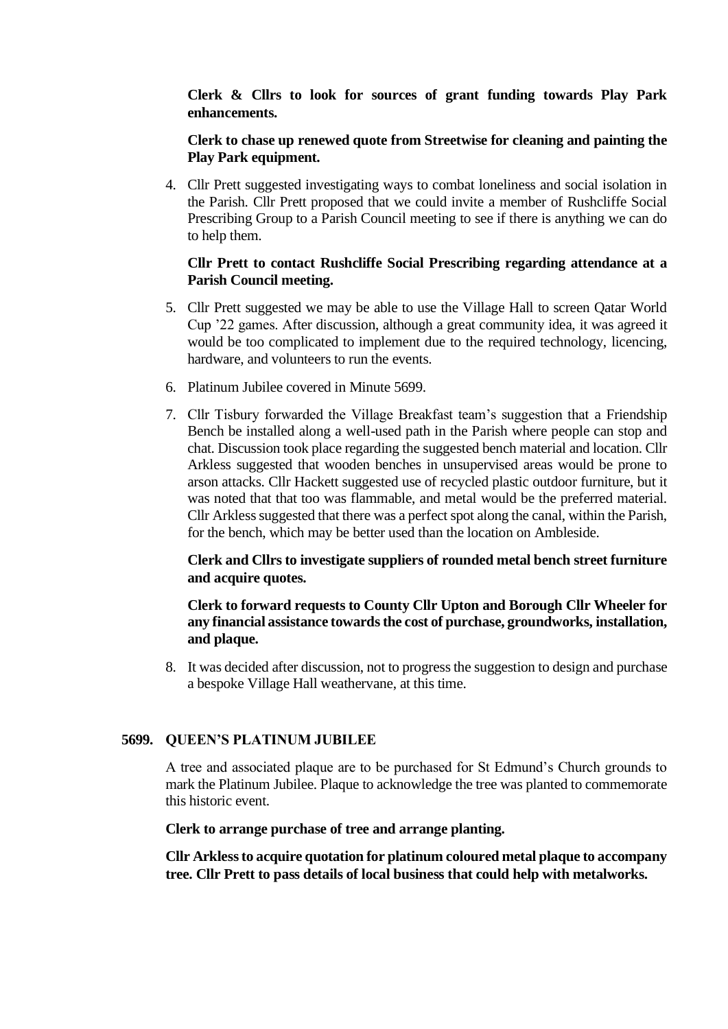**Clerk & Cllrs to look for sources of grant funding towards Play Park enhancements.**

**Clerk to chase up renewed quote from Streetwise for cleaning and painting the Play Park equipment.**

4. Cllr Prett suggested investigating ways to combat loneliness and social isolation in the Parish. Cllr Prett proposed that we could invite a member of Rushcliffe Social Prescribing Group to a Parish Council meeting to see if there is anything we can do to help them.

   **Cllr Prett to contact Rushcliffe Social Prescribing regarding attendance at a Parish Council meeting.**

5. Cllr Prett suggested we may be able to use the Village Hall to screen Qatar World Cup '22 games. After discussion, although a great community idea, it was agreed it would be too complicated to implement due to the required technology, licencing, hardware, and volunteers to run the events.

6. Platinum Jubilee covered in Minute 5699.

7. Cllr Tisbury forwarded the Village Breakfast team's suggestion that a Friendship Bench be installed along a well-used path in the Parish where people can stop and chat. Discussion took place regarding the suggested bench material and location. Cllr Arkless suggested that wooden benches in unsupervised areas would be prone to arson attacks. Cllr Hackett suggested use of recycled plastic outdoor furniture, but it was noted that that too was flammable, and metal would be the preferred material. Cllr Arkless suggested that there was a perfect spot along the canal, within the Parish, for the bench, which may be better used than the location on Ambleside.

   **Clerk and Cllrs to investigate suppliers of rounded metal bench street furniture and acquire quotes.**

   **Clerk to forward requests to County Cllr Upton and Borough Cllr Wheeler for any financial assistance towards the cost of purchase, groundworks, installation, and plaque.**

8. It was decided after discussion, not to progress the suggestion to design and purchase a bespoke Village Hall weathervane, at this time.

## 5699. QUEEN'S PLATINUM JUBILEE

A tree and associated plaque are to be purchased for St Edmund's Church grounds to mark the Platinum Jubilee. Plaque to acknowledge the tree was planted to commemorate this historic event.

**Clerk to arrange purchase of tree and arrange planting.**

**Cllr Arkless to acquire quotation for platinum coloured metal plaque to accompany tree. Cllr Prett to pass details of local business that could help with metalworks.**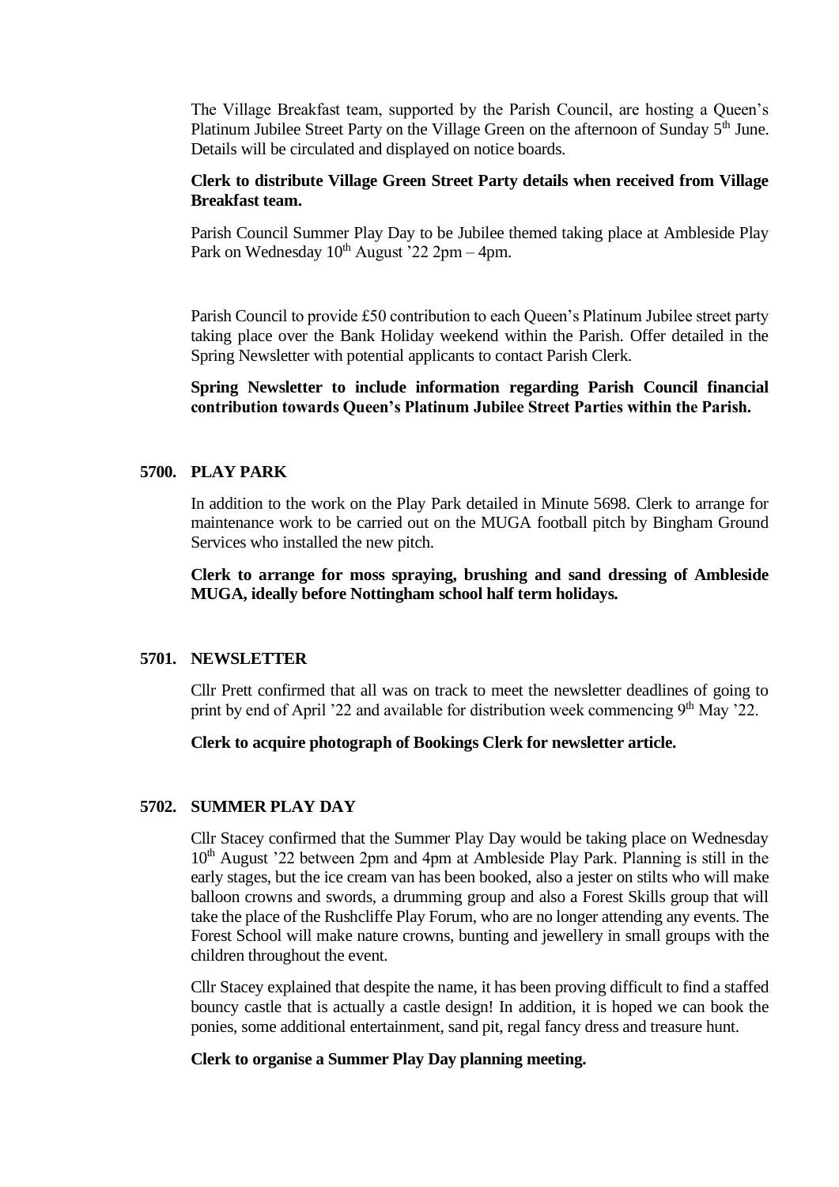The Village Breakfast team, supported by the Parish Council, are hosting a Queen's Platinum Jubilee Street Party on the Village Green on the afternoon of Sunday 5th June. Details will be circulated and displayed on notice boards.

**Clerk to distribute Village Green Street Party details when received from Village Breakfast team.**

Parish Council Summer Play Day to be Jubilee themed taking place at Ambleside Play Park on Wednesday 10th August '22 2pm – 4pm.

Parish Council to provide £50 contribution to each Queen's Platinum Jubilee street party taking place over the Bank Holiday weekend within the Parish. Offer detailed in the Spring Newsletter with potential applicants to contact Parish Clerk.

**Spring Newsletter to include information regarding Parish Council financial contribution towards Queen's Platinum Jubilee Street Parties within the Parish.**

## 5700. PLAY PARK

In addition to the work on the Play Park detailed in Minute 5698. Clerk to arrange for maintenance work to be carried out on the MUGA football pitch by Bingham Ground Services who installed the new pitch.

**Clerk to arrange for moss spraying, brushing and sand dressing of Ambleside MUGA, ideally before Nottingham school half term holidays.**

## 5701. NEWSLETTER

Cllr Prett confirmed that all was on track to meet the newsletter deadlines of going to print by end of April '22 and available for distribution week commencing 9th May '22.

**Clerk to acquire photograph of Bookings Clerk for newsletter article.**

## 5702. SUMMER PLAY DAY

Cllr Stacey confirmed that the Summer Play Day would be taking place on Wednesday 10th August '22 between 2pm and 4pm at Ambleside Play Park. Planning is still in the early stages, but the ice cream van has been booked, also a jester on stilts who will make balloon crowns and swords, a drumming group and also a Forest Skills group that will take the place of the Rushcliffe Play Forum, who are no longer attending any events. The Forest School will make nature crowns, bunting and jewellery in small groups with the children throughout the event.

Cllr Stacey explained that despite the name, it has been proving difficult to find a staffed bouncy castle that is actually a castle design! In addition, it is hoped we can book the ponies, some additional entertainment, sand pit, regal fancy dress and treasure hunt.

**Clerk to organise a Summer Play Day planning meeting.**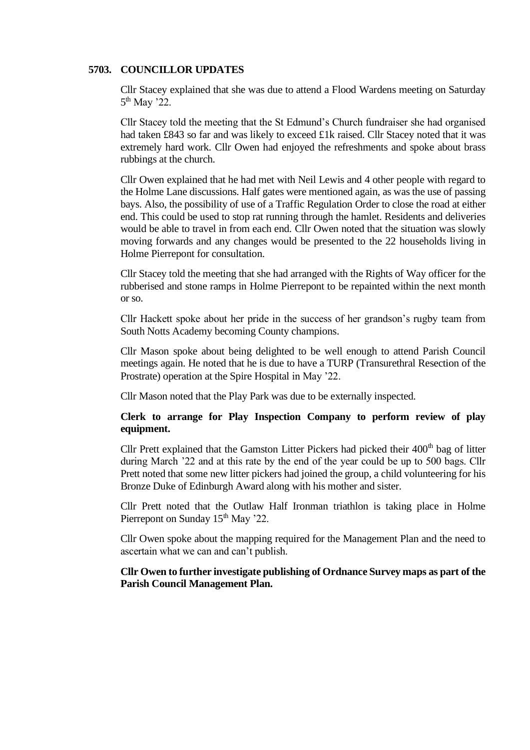## 5703. COUNCILLOR UPDATES

Cllr Stacey explained that she was due to attend a Flood Wardens meeting on Saturday 5th May '22.

Cllr Stacey told the meeting that the St Edmund's Church fundraiser she had organised had taken £843 so far and was likely to exceed £1k raised. Cllr Stacey noted that it was extremely hard work. Cllr Owen had enjoyed the refreshments and spoke about brass rubbings at the church.

Cllr Owen explained that he had met with Neil Lewis and 4 other people with regard to the Holme Lane discussions. Half gates were mentioned again, as was the use of passing bays. Also, the possibility of use of a Traffic Regulation Order to close the road at either end. This could be used to stop rat running through the hamlet. Residents and deliveries would be able to travel in from each end. Cllr Owen noted that the situation was slowly moving forwards and any changes would be presented to the 22 households living in Holme Pierrepont for consultation.

Cllr Stacey told the meeting that she had arranged with the Rights of Way officer for the rubberised and stone ramps in Holme Pierrepont to be repainted within the next month or so.

Cllr Hackett spoke about her pride in the success of her grandson's rugby team from South Notts Academy becoming County champions.

Cllr Mason spoke about being delighted to be well enough to attend Parish Council meetings again. He noted that he is due to have a TURP (Transurethral Resection of the Prostrate) operation at the Spire Hospital in May '22.

Cllr Mason noted that the Play Park was due to be externally inspected.

**Clerk to arrange for Play Inspection Company to perform review of play equipment.**

Cllr Prett explained that the Gamston Litter Pickers had picked their 400th bag of litter during March '22 and at this rate by the end of the year could be up to 500 bags. Cllr Prett noted that some new litter pickers had joined the group, a child volunteering for his Bronze Duke of Edinburgh Award along with his mother and sister.

Cllr Prett noted that the Outlaw Half Ironman triathlon is taking place in Holme Pierrepont on Sunday 15th May '22.

Cllr Owen spoke about the mapping required for the Management Plan and the need to ascertain what we can and can't publish.

**Cllr Owen to further investigate publishing of Ordnance Survey maps as part of the Parish Council Management Plan.**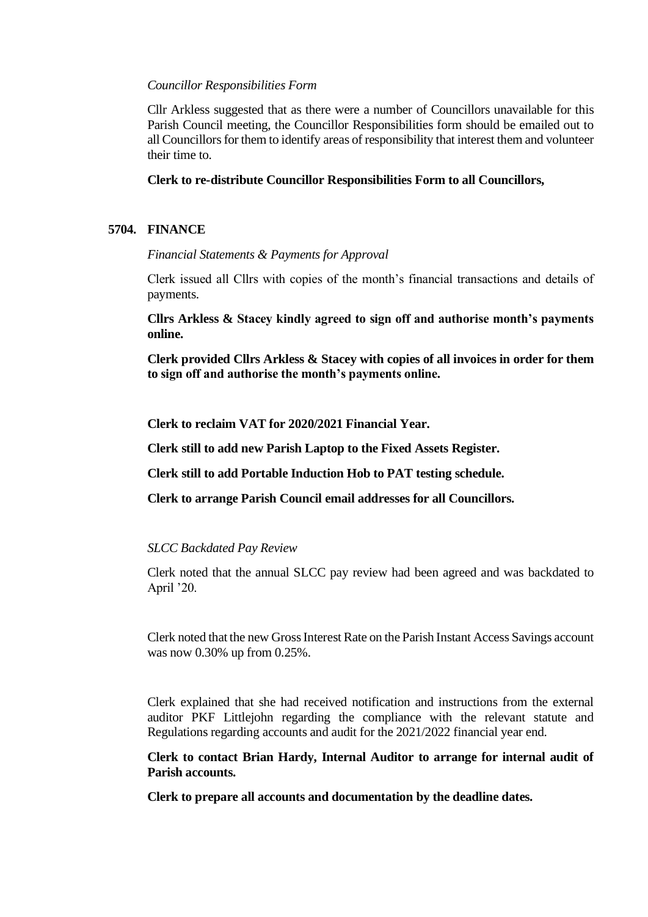*Councillor Responsibilities Form*

Cllr Arkless suggested that as there were a number of Councillors unavailable for this Parish Council meeting, the Councillor Responsibilities form should be emailed out to all Councillors for them to identify areas of responsibility that interest them and volunteer their time to.

**Clerk to re-distribute Councillor Responsibilities Form to all Councillors,**

## 5704. FINANCE

*Financial Statements & Payments for Approval*

Clerk issued all Cllrs with copies of the month's financial transactions and details of payments.

**Cllrs Arkless & Stacey kindly agreed to sign off and authorise month's payments online.**

**Clerk provided Cllrs Arkless & Stacey with copies of all invoices in order for them to sign off and authorise the month's payments online.**

**Clerk to reclaim VAT for 2020/2021 Financial Year.**

**Clerk still to add new Parish Laptop to the Fixed Assets Register.**

**Clerk still to add Portable Induction Hob to PAT testing schedule.**

**Clerk to arrange Parish Council email addresses for all Councillors.**

*SLCC Backdated Pay Review*

Clerk noted that the annual SLCC pay review had been agreed and was backdated to April '20.

Clerk noted that the new Gross Interest Rate on the Parish Instant Access Savings account was now 0.30% up from 0.25%.

Clerk explained that she had received notification and instructions from the external auditor PKF Littlejohn regarding the compliance with the relevant statute and Regulations regarding accounts and audit for the 2021/2022 financial year end.

**Clerk to contact Brian Hardy, Internal Auditor to arrange for internal audit of Parish accounts.**

**Clerk to prepare all accounts and documentation by the deadline dates.**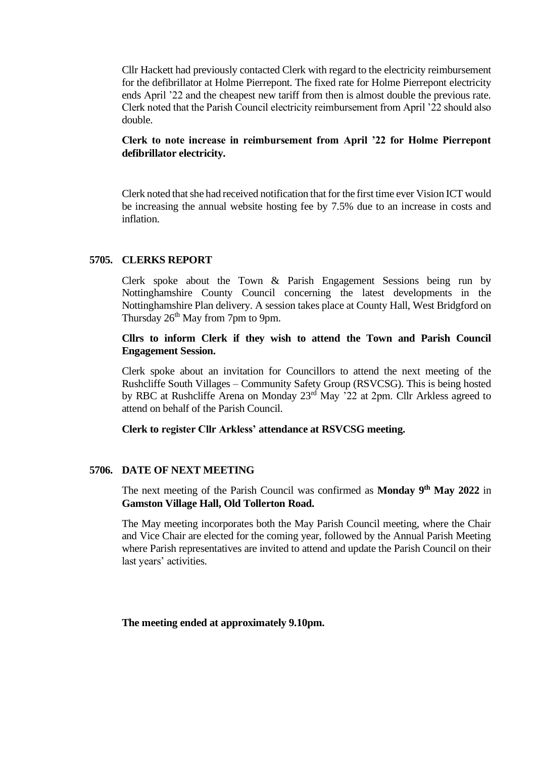Cllr Hackett had previously contacted Clerk with regard to the electricity reimbursement for the defibrillator at Holme Pierrepont. The fixed rate for Holme Pierrepont electricity ends April '22 and the cheapest new tariff from then is almost double the previous rate. Clerk noted that the Parish Council electricity reimbursement from April '22 should also double.

**Clerk to note increase in reimbursement from April '22 for Holme Pierrepont defibrillator electricity.**

Clerk noted that she had received notification that for the first time ever Vision ICT would be increasing the annual website hosting fee by 7.5% due to an increase in costs and inflation.

## 5705. CLERKS REPORT

Clerk spoke about the Town & Parish Engagement Sessions being run by Nottinghamshire County Council concerning the latest developments in the Nottinghamshire Plan delivery. A session takes place at County Hall, West Bridgford on Thursday 26th May from 7pm to 9pm.

**Cllrs to inform Clerk if they wish to attend the Town and Parish Council Engagement Session.**

Clerk spoke about an invitation for Councillors to attend the next meeting of the Rushcliffe South Villages – Community Safety Group (RSVCSG). This is being hosted by RBC at Rushcliffe Arena on Monday 23rd May '22 at 2pm. Cllr Arkless agreed to attend on behalf of the Parish Council.

**Clerk to register Cllr Arkless' attendance at RSVCSG meeting.**

## 5706. DATE OF NEXT MEETING

The next meeting of the Parish Council was confirmed as **Monday 9th May 2022** in **Gamston Village Hall, Old Tollerton Road.**

The May meeting incorporates both the May Parish Council meeting, where the Chair and Vice Chair are elected for the coming year, followed by the Annual Parish Meeting where Parish representatives are invited to attend and update the Parish Council on their last years' activities.

**The meeting ended at approximately 9.10pm.**